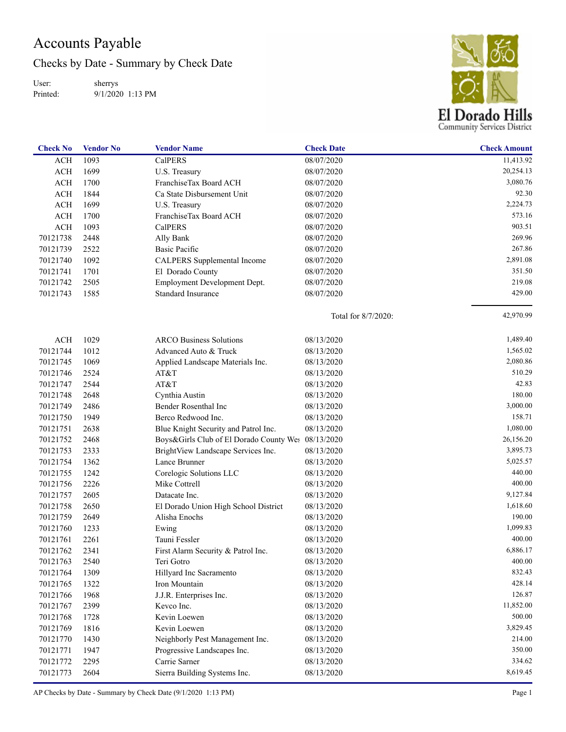# Accounts Payable

## Checks by Date - Summary by Check Date

User: sherrys
Printed: 9/1/2020 1:13 PM

El Dorado Hills Community Services District

| Check No | Vendor No | Vendor Name | Check Date | Check Amount |
|---|---|---|---|---|
| ACH | 1093 | CalPERS | 08/07/2020 | 11,413.92 |
| ACH | 1699 | U.S. Treasury | 08/07/2020 | 20,254.13 |
| ACH | 1700 | FranchiseTax Board ACH | 08/07/2020 | 3,080.76 |
| ACH | 1844 | Ca State Disbursement Unit | 08/07/2020 | 92.30 |
| ACH | 1699 | U.S. Treasury | 08/07/2020 | 2,224.73 |
| ACH | 1700 | FranchiseTax Board ACH | 08/07/2020 | 573.16 |
| ACH | 1093 | CalPERS | 08/07/2020 | 903.51 |
| 70121738 | 2448 | Ally Bank | 08/07/2020 | 269.96 |
| 70121739 | 2522 | Basic Pacific | 08/07/2020 | 267.86 |
| 70121740 | 1092 | CALPERS Supplemental Income | 08/07/2020 | 2,891.08 |
| 70121741 | 1701 | El Dorado County | 08/07/2020 | 351.50 |
| 70121742 | 2505 | Employment Development Dept. | 08/07/2020 | 219.08 |
| 70121743 | 1585 | Standard Insurance | 08/07/2020 | 429.00 |
| | | | Total for 8/7/2020: | 42,970.99 |
| ACH | 1029 | ARCO Business Solutions | 08/13/2020 | 1,489.40 |
| 70121744 | 1012 | Advanced Auto & Truck | 08/13/2020 | 1,565.02 |
| 70121745 | 1069 | Applied Landscape Materials Inc. | 08/13/2020 | 2,080.86 |
| 70121746 | 2524 | AT&T | 08/13/2020 | 510.29 |
| 70121747 | 2544 | AT&T | 08/13/2020 | 42.83 |
| 70121748 | 2648 | Cynthia Austin | 08/13/2020 | 180.00 |
| 70121749 | 2486 | Bender Rosenthal Inc | 08/13/2020 | 3,000.00 |
| 70121750 | 1949 | Berco Redwood Inc. | 08/13/2020 | 158.71 |
| 70121751 | 2638 | Blue Knight Security and Patrol Inc. | 08/13/2020 | 1,080.00 |
| 70121752 | 2468 | Boys&Girls Club of El Dorado County Wes | 08/13/2020 | 26,156.20 |
| 70121753 | 2333 | BrightView Landscape Services Inc. | 08/13/2020 | 3,895.73 |
| 70121754 | 1362 | Lance Brunner | 08/13/2020 | 5,025.57 |
| 70121755 | 1242 | Corelogic Solutions LLC | 08/13/2020 | 440.00 |
| 70121756 | 2226 | Mike Cottrell | 08/13/2020 | 400.00 |
| 70121757 | 2605 | Datacate Inc. | 08/13/2020 | 9,127.84 |
| 70121758 | 2650 | El Dorado Union High School District | 08/13/2020 | 1,618.60 |
| 70121759 | 2649 | Alisha Enochs | 08/13/2020 | 190.00 |
| 70121760 | 1233 | Ewing | 08/13/2020 | 1,099.83 |
| 70121761 | 2261 | Tauni Fessler | 08/13/2020 | 400.00 |
| 70121762 | 2341 | First Alarm Security & Patrol Inc. | 08/13/2020 | 6,886.17 |
| 70121763 | 2540 | Teri Gotro | 08/13/2020 | 400.00 |
| 70121764 | 1309 | Hillyard Inc Sacramento | 08/13/2020 | 832.43 |
| 70121765 | 1322 | Iron Mountain | 08/13/2020 | 428.14 |
| 70121766 | 1968 | J.J.R. Enterprises Inc. | 08/13/2020 | 126.87 |
| 70121767 | 2399 | Kevco Inc. | 08/13/2020 | 11,852.00 |
| 70121768 | 1728 | Kevin Loewen | 08/13/2020 | 500.00 |
| 70121769 | 1816 | Kevin Loewen | 08/13/2020 | 3,829.45 |
| 70121770 | 1430 | Neighborly Pest Management Inc. | 08/13/2020 | 214.00 |
| 70121771 | 1947 | Progressive Landscapes Inc. | 08/13/2020 | 350.00 |
| 70121772 | 2295 | Carrie Sarner | 08/13/2020 | 334.62 |
| 70121773 | 2604 | Sierra Building Systems Inc. | 08/13/2020 | 8,619.45 |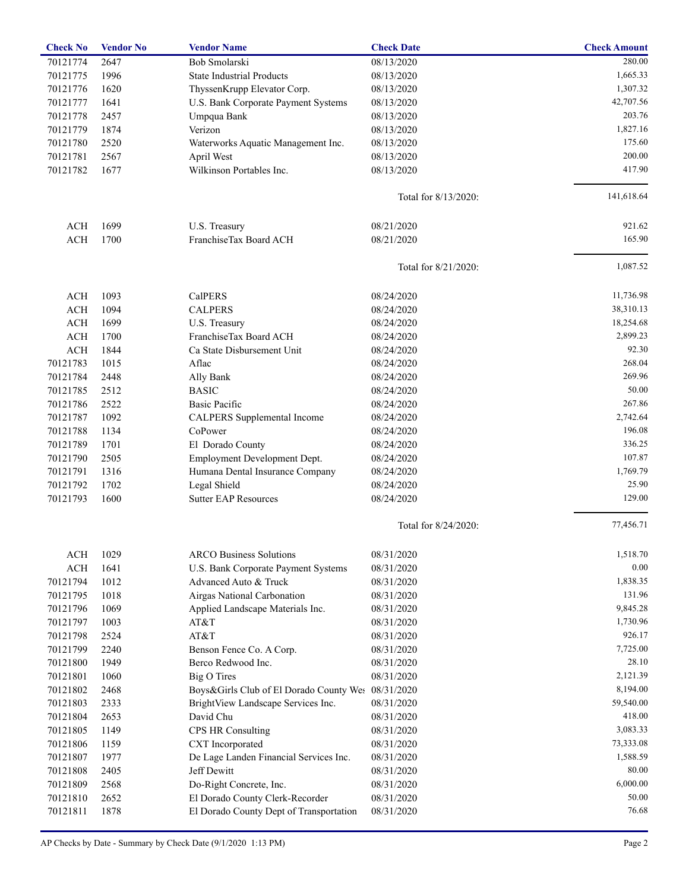| Check No | Vendor No | Vendor Name | Check Date | Check Amount |
|---|---|---|---|---|
| 70121774 | 2647 | Bob Smolarski | 08/13/2020 | 280.00 |
| 70121775 | 1996 | State Industrial Products | 08/13/2020 | 1,665.33 |
| 70121776 | 1620 | ThyssenKrupp Elevator Corp. | 08/13/2020 | 1,307.32 |
| 70121777 | 1641 | U.S. Bank Corporate Payment Systems | 08/13/2020 | 42,707.56 |
| 70121778 | 2457 | Umpqua Bank | 08/13/2020 | 203.76 |
| 70121779 | 1874 | Verizon | 08/13/2020 | 1,827.16 |
| 70121780 | 2520 | Waterworks Aquatic Management Inc. | 08/13/2020 | 175.60 |
| 70121781 | 2567 | April West | 08/13/2020 | 200.00 |
| 70121782 | 1677 | Wilkinson Portables Inc. | 08/13/2020 | 417.90 |
| | | | Total for 8/13/2020: | 141,618.64 |
| ACH | 1699 | U.S. Treasury | 08/21/2020 | 921.62 |
| ACH | 1700 | FranchiseTax Board ACH | 08/21/2020 | 165.90 |
| | | | Total for 8/21/2020: | 1,087.52 |
| ACH | 1093 | CalPERS | 08/24/2020 | 11,736.98 |
| ACH | 1094 | CALPERS | 08/24/2020 | 38,310.13 |
| ACH | 1699 | U.S. Treasury | 08/24/2020 | 18,254.68 |
| ACH | 1700 | FranchiseTax Board ACH | 08/24/2020 | 2,899.23 |
| ACH | 1844 | Ca State Disbursement Unit | 08/24/2020 | 92.30 |
| 70121783 | 1015 | Aflac | 08/24/2020 | 268.04 |
| 70121784 | 2448 | Ally Bank | 08/24/2020 | 269.96 |
| 70121785 | 2512 | BASIC | 08/24/2020 | 50.00 |
| 70121786 | 2522 | Basic Pacific | 08/24/2020 | 267.86 |
| 70121787 | 1092 | CALPERS Supplemental Income | 08/24/2020 | 2,742.64 |
| 70121788 | 1134 | CoPower | 08/24/2020 | 196.08 |
| 70121789 | 1701 | El Dorado County | 08/24/2020 | 336.25 |
| 70121790 | 2505 | Employment Development Dept. | 08/24/2020 | 107.87 |
| 70121791 | 1316 | Humana Dental Insurance Company | 08/24/2020 | 1,769.79 |
| 70121792 | 1702 | Legal Shield | 08/24/2020 | 25.90 |
| 70121793 | 1600 | Sutter EAP Resources | 08/24/2020 | 129.00 |
| | | | Total for 8/24/2020: | 77,456.71 |
| ACH | 1029 | ARCO Business Solutions | 08/31/2020 | 1,518.70 |
| ACH | 1641 | U.S. Bank Corporate Payment Systems | 08/31/2020 | 0.00 |
| 70121794 | 1012 | Advanced Auto & Truck | 08/31/2020 | 1,838.35 |
| 70121795 | 1018 | Airgas National Carbonation | 08/31/2020 | 131.96 |
| 70121796 | 1069 | Applied Landscape Materials Inc. | 08/31/2020 | 9,845.28 |
| 70121797 | 1003 | AT&T | 08/31/2020 | 1,730.96 |
| 70121798 | 2524 | AT&T | 08/31/2020 | 926.17 |
| 70121799 | 2240 | Benson Fence Co. A Corp. | 08/31/2020 | 7,725.00 |
| 70121800 | 1949 | Berco Redwood Inc. | 08/31/2020 | 28.10 |
| 70121801 | 1060 | Big O Tires | 08/31/2020 | 2,121.39 |
| 70121802 | 2468 | Boys&Girls Club of El Dorado County Wes | 08/31/2020 | 8,194.00 |
| 70121803 | 2333 | BrightView Landscape Services Inc. | 08/31/2020 | 59,540.00 |
| 70121804 | 2653 | David Chu | 08/31/2020 | 418.00 |
| 70121805 | 1149 | CPS HR Consulting | 08/31/2020 | 3,083.33 |
| 70121806 | 1159 | CXT Incorporated | 08/31/2020 | 73,333.08 |
| 70121807 | 1977 | De Lage Landen Financial Services Inc. | 08/31/2020 | 1,588.59 |
| 70121808 | 2405 | Jeff Dewitt | 08/31/2020 | 80.00 |
| 70121809 | 2568 | Do-Right Concrete, Inc. | 08/31/2020 | 6,000.00 |
| 70121810 | 2652 | El Dorado County Clerk-Recorder | 08/31/2020 | 50.00 |
| 70121811 | 1878 | El Dorado County Dept of Transportation | 08/31/2020 | 76.68 |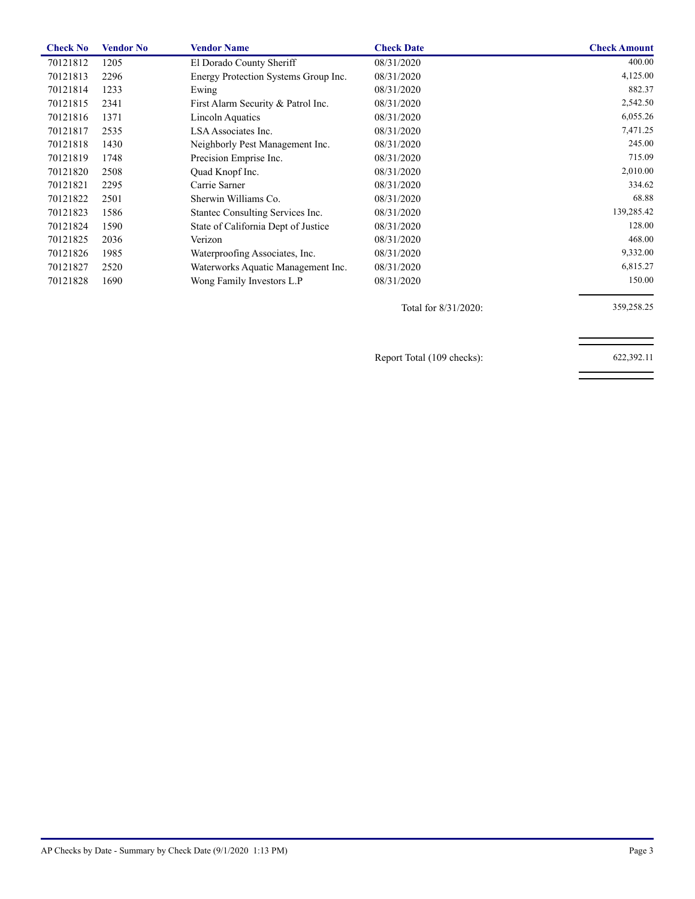| Check No | Vendor No | Vendor Name | Check Date | Check Amount |
|---|---|---|---|---|
| 70121812 | 1205 | El Dorado County Sheriff | 08/31/2020 | 400.00 |
| 70121813 | 2296 | Energy Protection Systems Group Inc. | 08/31/2020 | 4,125.00 |
| 70121814 | 1233 | Ewing | 08/31/2020 | 882.37 |
| 70121815 | 2341 | First Alarm Security & Patrol Inc. | 08/31/2020 | 2,542.50 |
| 70121816 | 1371 | Lincoln Aquatics | 08/31/2020 | 6,055.26 |
| 70121817 | 2535 | LSA Associates Inc. | 08/31/2020 | 7,471.25 |
| 70121818 | 1430 | Neighborly Pest Management Inc. | 08/31/2020 | 245.00 |
| 70121819 | 1748 | Precision Emprise Inc. | 08/31/2020 | 715.09 |
| 70121820 | 2508 | Quad Knopf Inc. | 08/31/2020 | 2,010.00 |
| 70121821 | 2295 | Carrie Sarner | 08/31/2020 | 334.62 |
| 70121822 | 2501 | Sherwin Williams Co. | 08/31/2020 | 68.88 |
| 70121823 | 1586 | Stantec Consulting Services Inc. | 08/31/2020 | 139,285.42 |
| 70121824 | 1590 | State of California Dept of Justice | 08/31/2020 | 128.00 |
| 70121825 | 2036 | Verizon | 08/31/2020 | 468.00 |
| 70121826 | 1985 | Waterproofing Associates, Inc. | 08/31/2020 | 9,332.00 |
| 70121827 | 2520 | Waterworks Aquatic Management Inc. | 08/31/2020 | 6,815.27 |
| 70121828 | 1690 | Wong Family Investors L.P | 08/31/2020 | 150.00 |
| | | | Total for 8/31/2020: | 359,258.25 |
| | | | Report Total (109 checks): | 622,392.11 |